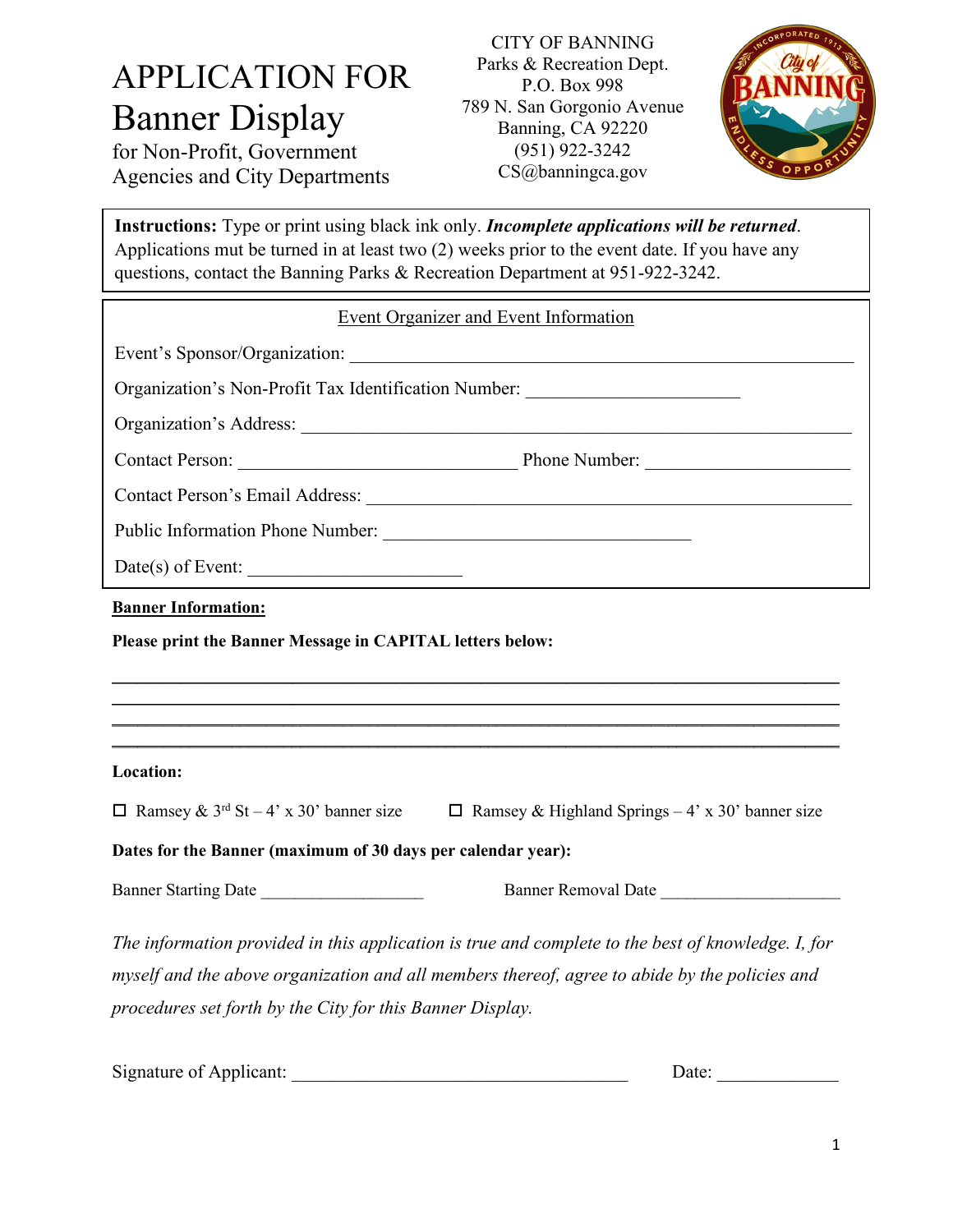# APPLICATION FOR Banner Display

for Non-Profit, Government Agencies and City Departments

CITY OF BANNING
Parks & Recreation Dept.
P.O. Box 998
789 N. San Gorgonio Avenue
Banning, CA 92220
(951) 922-3242
CS@banningca.gov

**Instructions:** Type or print using black ink only. ***Incomplete applications will be returned***. Applications mut be turned in at least two (2) weeks prior to the event date. If you have any questions, contact the Banning Parks & Recreation Department at 951-922-3242.

## Event Organizer and Event Information

Event's Sponsor/Organization: ____________________________________________

Organization's Non-Profit Tax Identification Number: ____________________

Organization's Address: ____________________________________________

Contact Person: ___________________________ Phone Number: ____________________

Contact Person's Email Address: ____________________________________________

Public Information Phone Number: ______________________________

Date(s) of Event: ____________________

**Banner Information:**

**Please print the Banner Message in CAPITAL letters below:**

______________________________________________________________________

______________________________________________________________________

______________________________________________________________________

______________________________________________________________________

**Location:**

☐ Ramsey & 3rd St – 4' x 30' banner size    ☐ Ramsey & Highland Springs – 4' x 30' banner size

**Dates for the Banner (maximum of 30 days per calendar year):**

Banner Starting Date ________________    Banner Removal Date __________________

*The information provided in this application is true and complete to the best of knowledge. I, for myself and the above organization and all members thereof, agree to abide by the policies and procedures set forth by the City for this Banner Display.*

Signature of Applicant: ________________________________    Date: ____________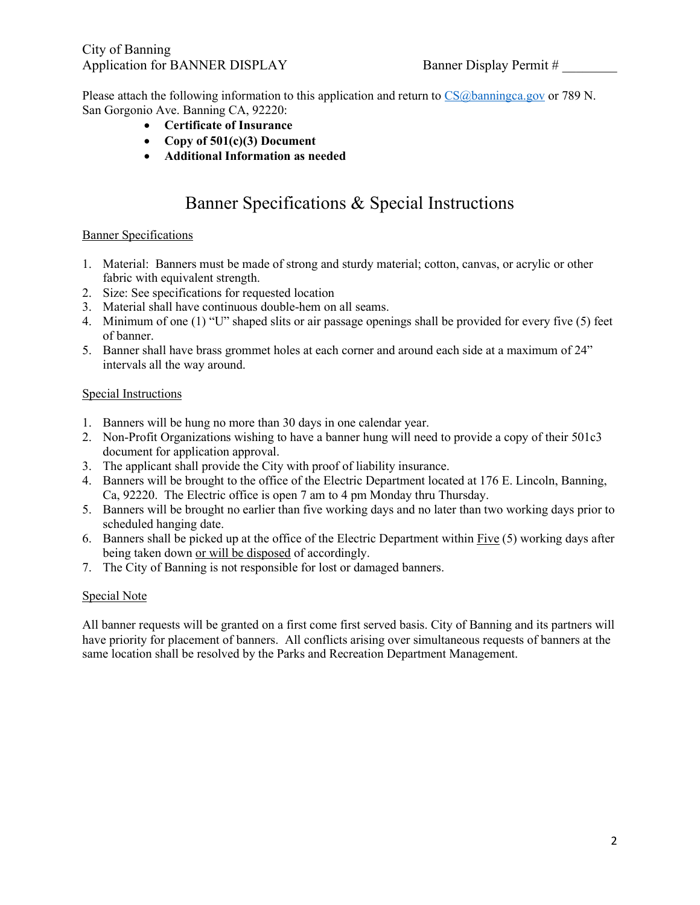City of Banning
Application for BANNER DISPLAY

Banner Display Permit # ________

Please attach the following information to this application and return to CS@banningca.gov or 789 N. San Gorgonio Ave. Banning CA, 92220:

- **Certificate of Insurance**
- **Copy of 501(c)(3) Document**
- **Additional Information as needed**

# Banner Specifications & Special Instructions

## Banner Specifications

1. Material: Banners must be made of strong and sturdy material; cotton, canvas, or acrylic or other fabric with equivalent strength.
2. Size: See specifications for requested location
3. Material shall have continuous double-hem on all seams.
4. Minimum of one (1) "U" shaped slits or air passage openings shall be provided for every five (5) feet of banner.
5. Banner shall have brass grommet holes at each corner and around each side at a maximum of 24" intervals all the way around.

## Special Instructions

1. Banners will be hung no more than 30 days in one calendar year.
2. Non-Profit Organizations wishing to have a banner hung will need to provide a copy of their 501c3 document for application approval.
3. The applicant shall provide the City with proof of liability insurance.
4. Banners will be brought to the office of the Electric Department located at 176 E. Lincoln, Banning, Ca, 92220. The Electric office is open 7 am to 4 pm Monday thru Thursday.
5. Banners will be brought no earlier than five working days and no later than two working days prior to scheduled hanging date.
6. Banners shall be picked up at the office of the Electric Department within Five (5) working days after being taken down or will be disposed of accordingly.
7. The City of Banning is not responsible for lost or damaged banners.

## Special Note

All banner requests will be granted on a first come first served basis. City of Banning and its partners will have priority for placement of banners. All conflicts arising over simultaneous requests of banners at the same location shall be resolved by the Parks and Recreation Department Management.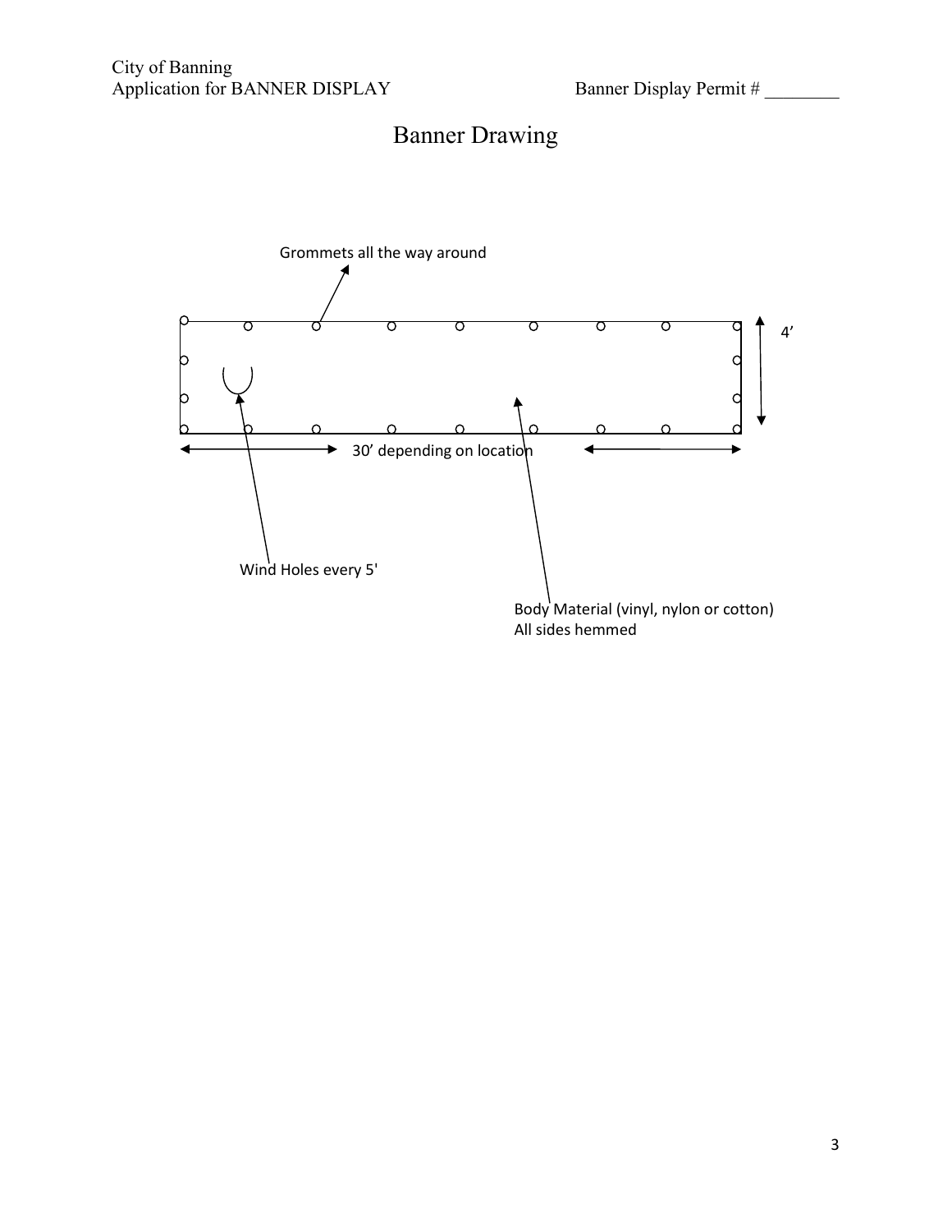City of Banning
Application for BANNER DISPLAY

Banner Display Permit # ________

# Banner Drawing

Grommets all the way around

4’

30’ depending on location

Wind Holes every 5'

Body Material (vinyl, nylon or cotton)
All sides hemmed